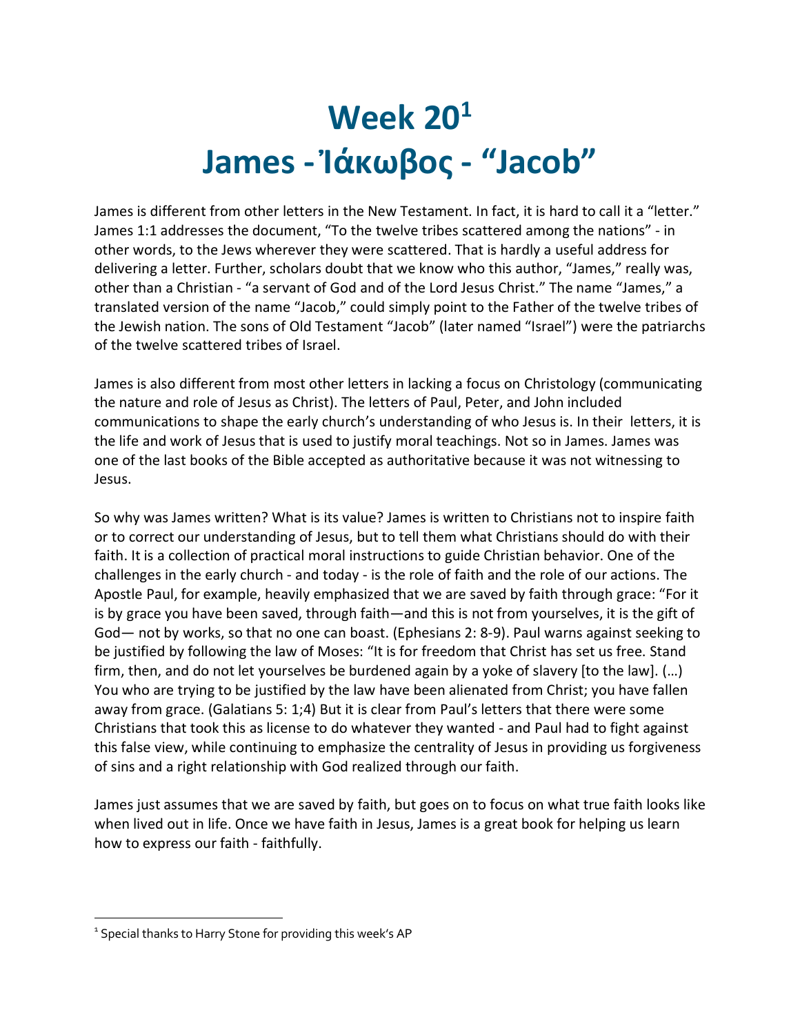# Week 20[1]
# James - Ἰάκωβος - "Jacob"

James is different from other letters in the New Testament. In fact, it is hard to call it a "letter." James 1:1 addresses the document, "To the twelve tribes scattered among the nations" - in other words, to the Jews wherever they were scattered. That is hardly a useful address for delivering a letter. Further, scholars doubt that we know who this author, "James," really was, other than a Christian - "a servant of God and of the Lord Jesus Christ." The name "James," a translated version of the name "Jacob," could simply point to the Father of the twelve tribes of the Jewish nation. The sons of Old Testament "Jacob" (later named "Israel") were the patriarchs of the twelve scattered tribes of Israel.

James is also different from most other letters in lacking a focus on Christology (communicating the nature and role of Jesus as Christ). The letters of Paul, Peter, and John included communications to shape the early church's understanding of who Jesus is. In their letters, it is the life and work of Jesus that is used to justify moral teachings. Not so in James. James was one of the last books of the Bible accepted as authoritative because it was not witnessing to Jesus.

So why was James written? What is its value? James is written to Christians not to inspire faith or to correct our understanding of Jesus, but to tell them what Christians should do with their faith. It is a collection of practical moral instructions to guide Christian behavior. One of the challenges in the early church - and today - is the role of faith and the role of our actions. The Apostle Paul, for example, heavily emphasized that we are saved by faith through grace: "For it is by grace you have been saved, through faith—and this is not from yourselves, it is the gift of God— not by works, so that no one can boast. (Ephesians 2: 8-9). Paul warns against seeking to be justified by following the law of Moses: "It is for freedom that Christ has set us free. Stand firm, then, and do not let yourselves be burdened again by a yoke of slavery [to the law]. (…) You who are trying to be justified by the law have been alienated from Christ; you have fallen away from grace. (Galatians 5: 1;4) But it is clear from Paul's letters that there were some Christians that took this as license to do whatever they wanted - and Paul had to fight against this false view, while continuing to emphasize the centrality of Jesus in providing us forgiveness of sins and a right relationship with God realized through our faith.

James just assumes that we are saved by faith, but goes on to focus on what true faith looks like when lived out in life. Once we have faith in Jesus, James is a great book for helping us learn how to express our faith - faithfully.

---

[1] Special thanks to Harry Stone for providing this week's AP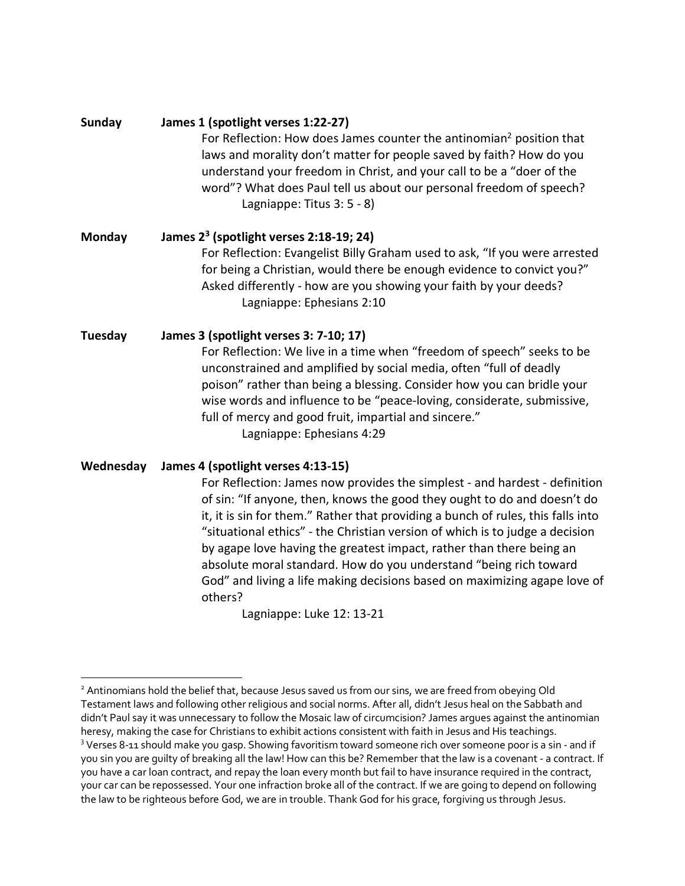**Sunday** **James 1 (spotlight verses 1:22-27)**

For Reflection: How does James counter the antinomian[2] position that laws and morality don't matter for people saved by faith? How do you understand your freedom in Christ, and your call to be a "doer of the word"? What does Paul tell us about our personal freedom of speech?

Lagniappe: Titus 3: 5 - 8)

**Monday** **James 2[3] (spotlight verses 2:18-19; 24)**

For Reflection: Evangelist Billy Graham used to ask, "If you were arrested for being a Christian, would there be enough evidence to convict you?" Asked differently - how are you showing your faith by your deeds?

Lagniappe: Ephesians 2:10

**Tuesday** **James 3 (spotlight verses 3: 7-10; 17)**

For Reflection: We live in a time when "freedom of speech" seeks to be unconstrained and amplified by social media, often "full of deadly poison" rather than being a blessing. Consider how you can bridle your wise words and influence to be "peace-loving, considerate, submissive, full of mercy and good fruit, impartial and sincere."

Lagniappe: Ephesians 4:29

**Wednesday** **James 4 (spotlight verses 4:13-15)**

For Reflection: James now provides the simplest - and hardest - definition of sin: "If anyone, then, knows the good they ought to do and doesn't do it, it is sin for them." Rather that providing a bunch of rules, this falls into "situational ethics" - the Christian version of which is to judge a decision by agape love having the greatest impact, rather than there being an absolute moral standard. How do you understand "being rich toward God" and living a life making decisions based on maximizing agape love of others?

Lagniappe: Luke 12: 13-21

---

[2] Antinomians hold the belief that, because Jesus saved us from our sins, we are freed from obeying Old Testament laws and following other religious and social norms. After all, didn't Jesus heal on the Sabbath and didn't Paul say it was unnecessary to follow the Mosaic law of circumcision? James argues against the antinomian heresy, making the case for Christians to exhibit actions consistent with faith in Jesus and His teachings.

[3] Verses 8-11 should make you gasp. Showing favoritism toward someone rich over someone poor is a sin - and if you sin you are guilty of breaking all the law! How can this be? Remember that the law is a covenant - a contract. If you have a car loan contract, and repay the loan every month but fail to have insurance required in the contract, your car can be repossessed. Your one infraction broke all of the contract. If we are going to depend on following the law to be righteous before God, we are in trouble. Thank God for his grace, forgiving us through Jesus.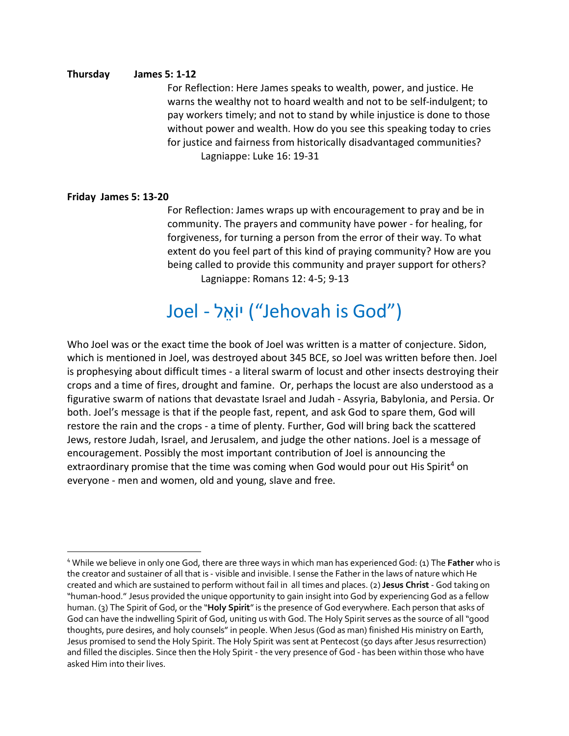**Thursday James 5: 1-12**

For Reflection: Here James speaks to wealth, power, and justice. He warns the wealthy not to hoard wealth and not to be self-indulgent; to pay workers timely; and not to stand by while injustice is done to those without power and wealth. How do you see this speaking today to cries for justice and fairness from historically disadvantaged communities?

Lagniappe: Luke 16: 19-31

**Friday James 5: 13-20**

For Reflection: James wraps up with encouragement to pray and be in community. The prayers and community have power - for healing, for forgiveness, for turning a person from the error of their way. To what extent do you feel part of this kind of praying community? How are you being called to provide this community and prayer support for others?

Lagniappe: Romans 12: 4-5; 9-13

# Joel - יוֹאֵל ("Jehovah is God")

Who Joel was or the exact time the book of Joel was written is a matter of conjecture. Sidon, which is mentioned in Joel, was destroyed about 345 BCE, so Joel was written before then. Joel is prophesying about difficult times - a literal swarm of locust and other insects destroying their crops and a time of fires, drought and famine. Or, perhaps the locust are also understood as a figurative swarm of nations that devastate Israel and Judah - Assyria, Babylonia, and Persia. Or both. Joel's message is that if the people fast, repent, and ask God to spare them, God will restore the rain and the crops - a time of plenty. Further, God will bring back the scattered Jews, restore Judah, Israel, and Jerusalem, and judge the other nations. Joel is a message of encouragement. Possibly the most important contribution of Joel is announcing the extraordinary promise that the time was coming when God would pour out His Spirit[4] on everyone - men and women, old and young, slave and free.

[4] While we believe in only one God, there are three ways in which man has experienced God: (1) The **Father** who is the creator and sustainer of all that is - visible and invisible. I sense the Father in the laws of nature which He created and which are sustained to perform without fail in all times and places. (2) **Jesus Christ** - God taking on "human-hood." Jesus provided the unique opportunity to gain insight into God by experiencing God as a fellow human. (3) The Spirit of God, or the "**Holy Spirit**" is the presence of God everywhere. Each person that asks of God can have the indwelling Spirit of God, uniting us with God. The Holy Spirit serves as the source of all "good thoughts, pure desires, and holy counsels" in people. When Jesus (God as man) finished His ministry on Earth, Jesus promised to send the Holy Spirit. The Holy Spirit was sent at Pentecost (50 days after Jesus resurrection) and filled the disciples. Since then the Holy Spirit - the very presence of God - has been within those who have asked Him into their lives.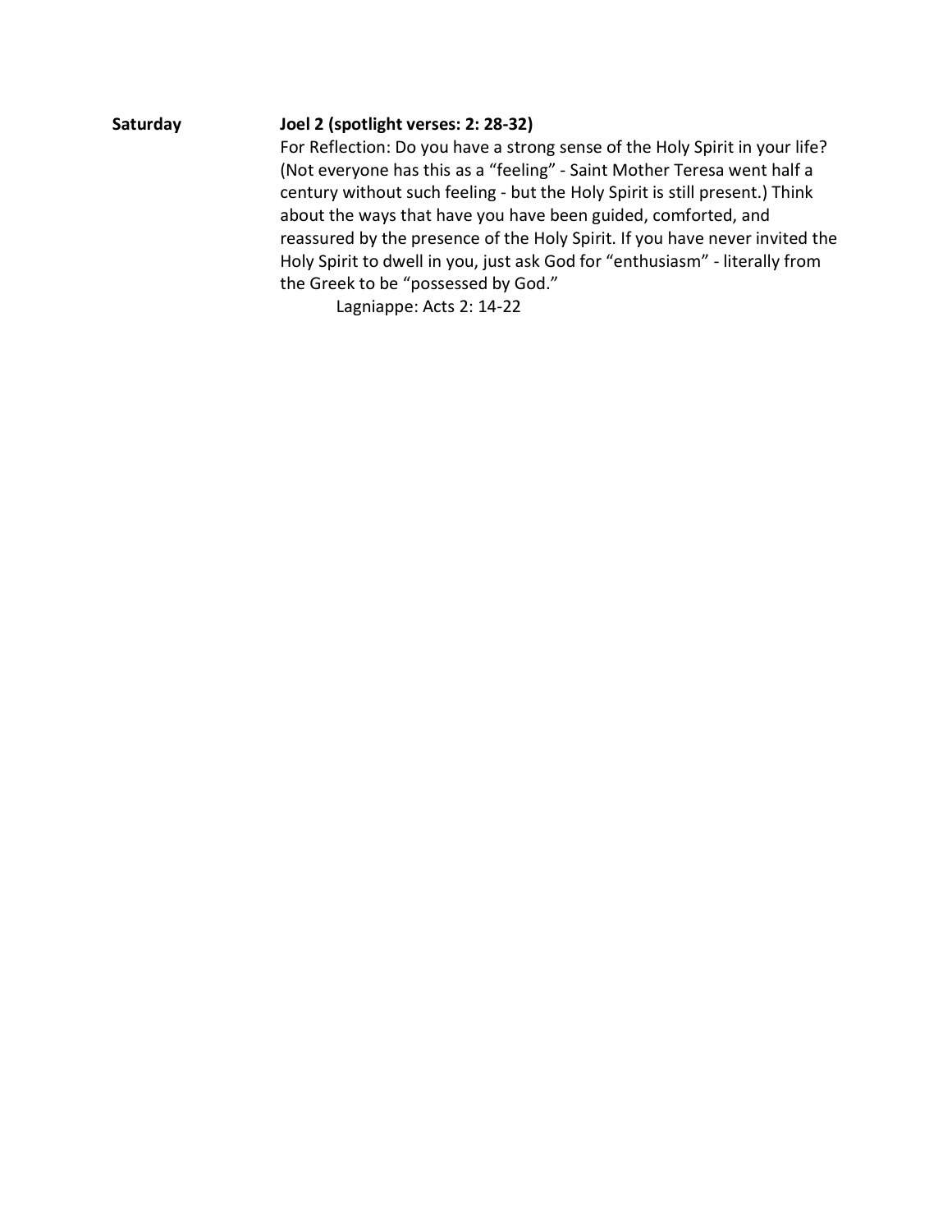**Saturday** **Joel 2 (spotlight verses: 2: 28-32)**

For Reflection: Do you have a strong sense of the Holy Spirit in your life? (Not everyone has this as a "feeling" - Saint Mother Teresa went half a century without such feeling - but the Holy Spirit is still present.) Think about the ways that have you have been guided, comforted, and reassured by the presence of the Holy Spirit. If you have never invited the Holy Spirit to dwell in you, just ask God for "enthusiasm" - literally from the Greek to be "possessed by God."

Lagniappe: Acts 2: 14-22